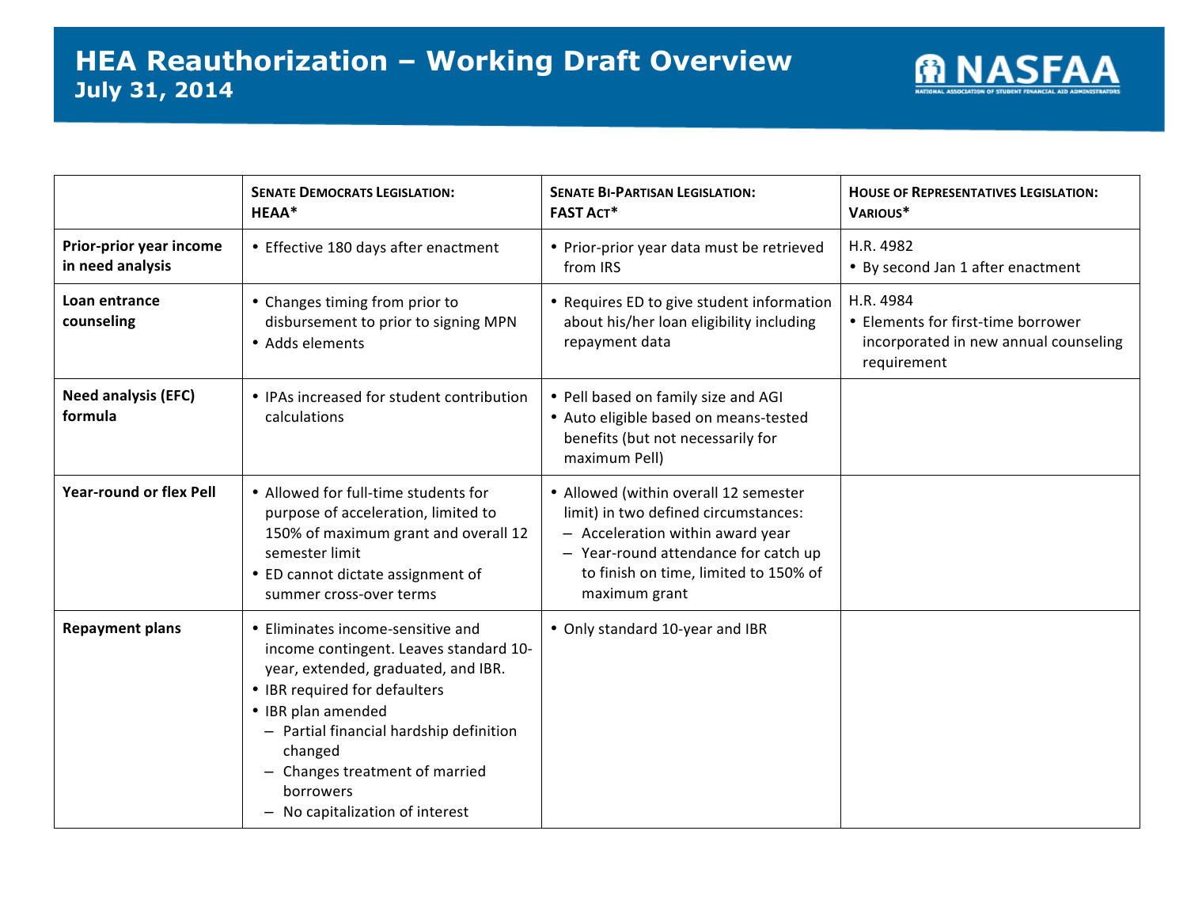# HEA Reauthorization – Working Draft Overview

## July 31, 2014

| | SENATE DEMOCRATS LEGISLATION: HEAA* | SENATE BI-PARTISAN LEGISLATION: FAST ACT* | HOUSE OF REPRESENTATIVES LEGISLATION: VARIOUS* |
|---|---|---|---|
| **Prior-prior year income in need analysis** | • Effective 180 days after enactment | • Prior-prior year data must be retrieved from IRS | H.R. 4982<br>• By second Jan 1 after enactment |
| **Loan entrance counseling** | • Changes timing from prior to disbursement to prior to signing MPN<br>• Adds elements | • Requires ED to give student information about his/her loan eligibility including repayment data | H.R. 4984<br>• Elements for first-time borrower incorporated in new annual counseling requirement |
| **Need analysis (EFC) formula** | • IPAs increased for student contribution calculations | • Pell based on family size and AGI<br>• Auto eligible based on means-tested benefits (but not necessarily for maximum Pell) | |
| **Year-round or flex Pell** | • Allowed for full-time students for purpose of acceleration, limited to 150% of maximum grant and overall 12 semester limit<br>• ED cannot dictate assignment of summer cross-over terms | • Allowed (within overall 12 semester limit) in two defined circumstances:<br>– Acceleration within award year<br>– Year-round attendance for catch up to finish on time, limited to 150% of maximum grant | |
| **Repayment plans** | • Eliminates income-sensitive and income contingent. Leaves standard 10-year, extended, graduated, and IBR.<br>• IBR required for defaulters<br>• IBR plan amended<br>– Partial financial hardship definition changed<br>– Changes treatment of married borrowers<br>– No capitalization of interest | • Only standard 10-year and IBR | |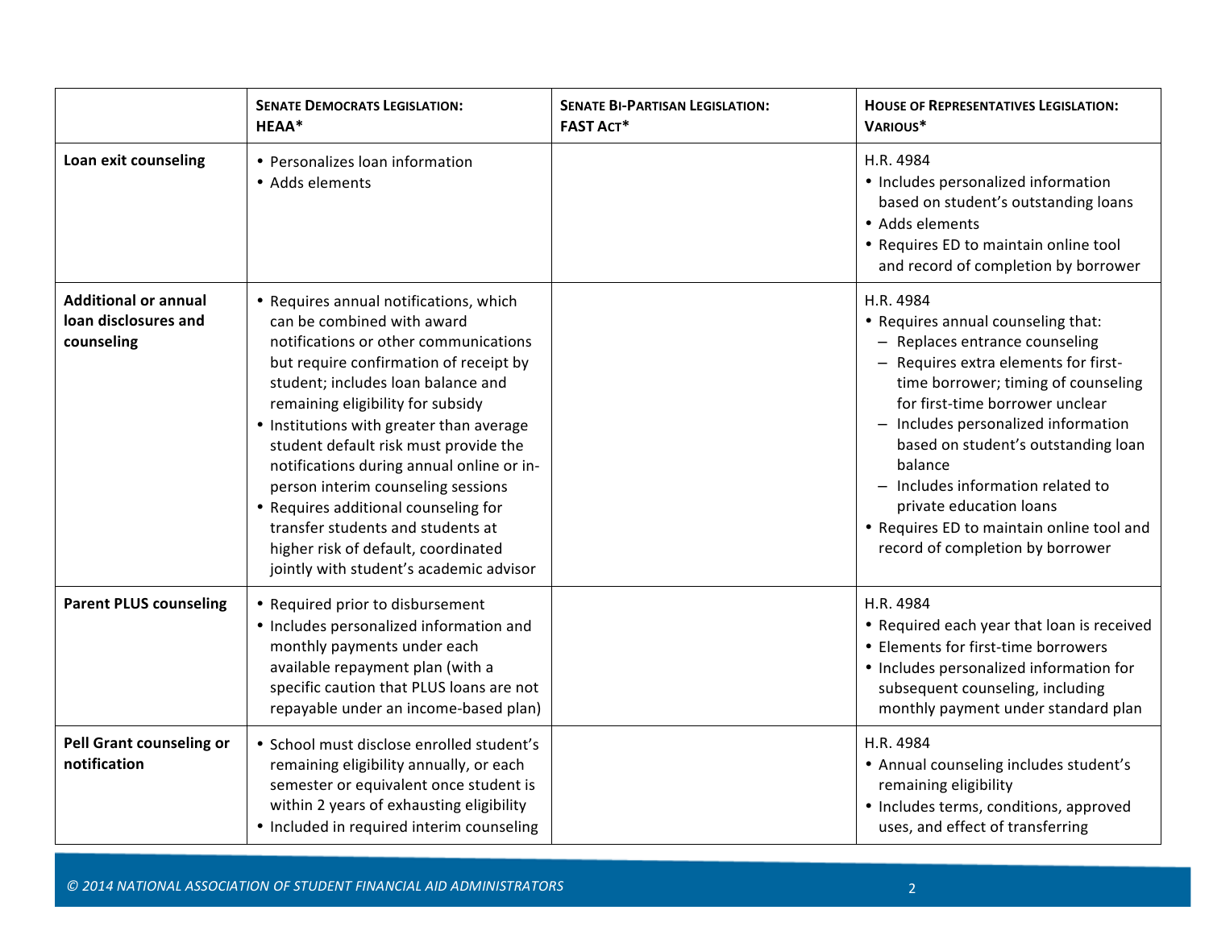| | **Senate Democrats Legislation: HEAA*** | **Senate Bi-Partisan Legislation: FAST Act*** | **House of Representatives Legislation: Various*** |
|---|---|---|---|
| **Loan exit counseling** | • Personalizes loan information<br>• Adds elements | | H.R. 4984<br>• Includes personalized information based on student's outstanding loans<br>• Adds elements<br>• Requires ED to maintain online tool and record of completion by borrower |
| **Additional or annual loan disclosures and counseling** | • Requires annual notifications, which can be combined with award notifications or other communications but require confirmation of receipt by student; includes loan balance and remaining eligibility for subsidy<br>• Institutions with greater than average student default risk must provide the notifications during annual online or in-person interim counseling sessions<br>• Requires additional counseling for transfer students and students at higher risk of default, coordinated jointly with student's academic advisor | | H.R. 4984<br>• Requires annual counseling that:<br>– Replaces entrance counseling<br>– Requires extra elements for first-time borrower; timing of counseling for first-time borrower unclear<br>– Includes personalized information based on student's outstanding loan balance<br>– Includes information related to private education loans<br>• Requires ED to maintain online tool and record of completion by borrower |
| **Parent PLUS counseling** | • Required prior to disbursement<br>• Includes personalized information and monthly payments under each available repayment plan (with a specific caution that PLUS loans are not repayable under an income-based plan) | | H.R. 4984<br>• Required each year that loan is received<br>• Elements for first-time borrowers<br>• Includes personalized information for subsequent counseling, including monthly payment under standard plan |
| **Pell Grant counseling or notification** | • School must disclose enrolled student's remaining eligibility annually, or each semester or equivalent once student is within 2 years of exhausting eligibility<br>• Included in required interim counseling | | H.R. 4984<br>• Annual counseling includes student's remaining eligibility<br>• Includes terms, conditions, approved uses, and effect of transferring |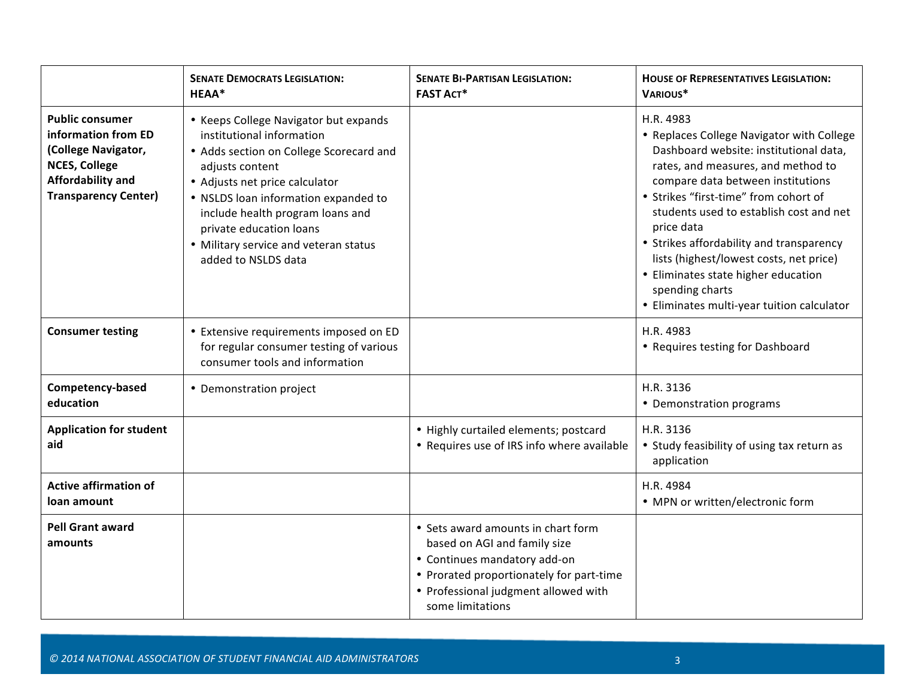| | **SENATE DEMOCRATS LEGISLATION: HEAA*** | **SENATE BI-PARTISAN LEGISLATION: FAST ACT*** | **HOUSE OF REPRESENTATIVES LEGISLATION: VARIOUS*** |
|---|---|---|---|
| **Public consumer information from ED (College Navigator, NCES, College Affordability and Transparency Center)** | • Keeps College Navigator but expands institutional information<br>• Adds section on College Scorecard and adjusts content<br>• Adjusts net price calculator<br>• NSLDS loan information expanded to include health program loans and private education loans<br>• Military service and veteran status added to NSLDS data | | H.R. 4983<br>• Replaces College Navigator with College Dashboard website: institutional data, rates, and measures, and method to compare data between institutions<br>• Strikes "first-time" from cohort of students used to establish cost and net price data<br>• Strikes affordability and transparency lists (highest/lowest costs, net price)<br>• Eliminates state higher education spending charts<br>• Eliminates multi-year tuition calculator |
| **Consumer testing** | • Extensive requirements imposed on ED for regular consumer testing of various consumer tools and information | | H.R. 4983<br>• Requires testing for Dashboard |
| **Competency-based education** | • Demonstration project | | H.R. 3136<br>• Demonstration programs |
| **Application for student aid** | | • Highly curtailed elements; postcard<br>• Requires use of IRS info where available | H.R. 3136<br>• Study feasibility of using tax return as application |
| **Active affirmation of loan amount** | | | H.R. 4984<br>• MPN or written/electronic form |
| **Pell Grant award amounts** | | • Sets award amounts in chart form based on AGI and family size<br>• Continues mandatory add-on<br>• Prorated proportionately for part-time<br>• Professional judgment allowed with some limitations | |

*© 2014 NATIONAL ASSOCIATION OF STUDENT FINANCIAL AID ADMINISTRATORS*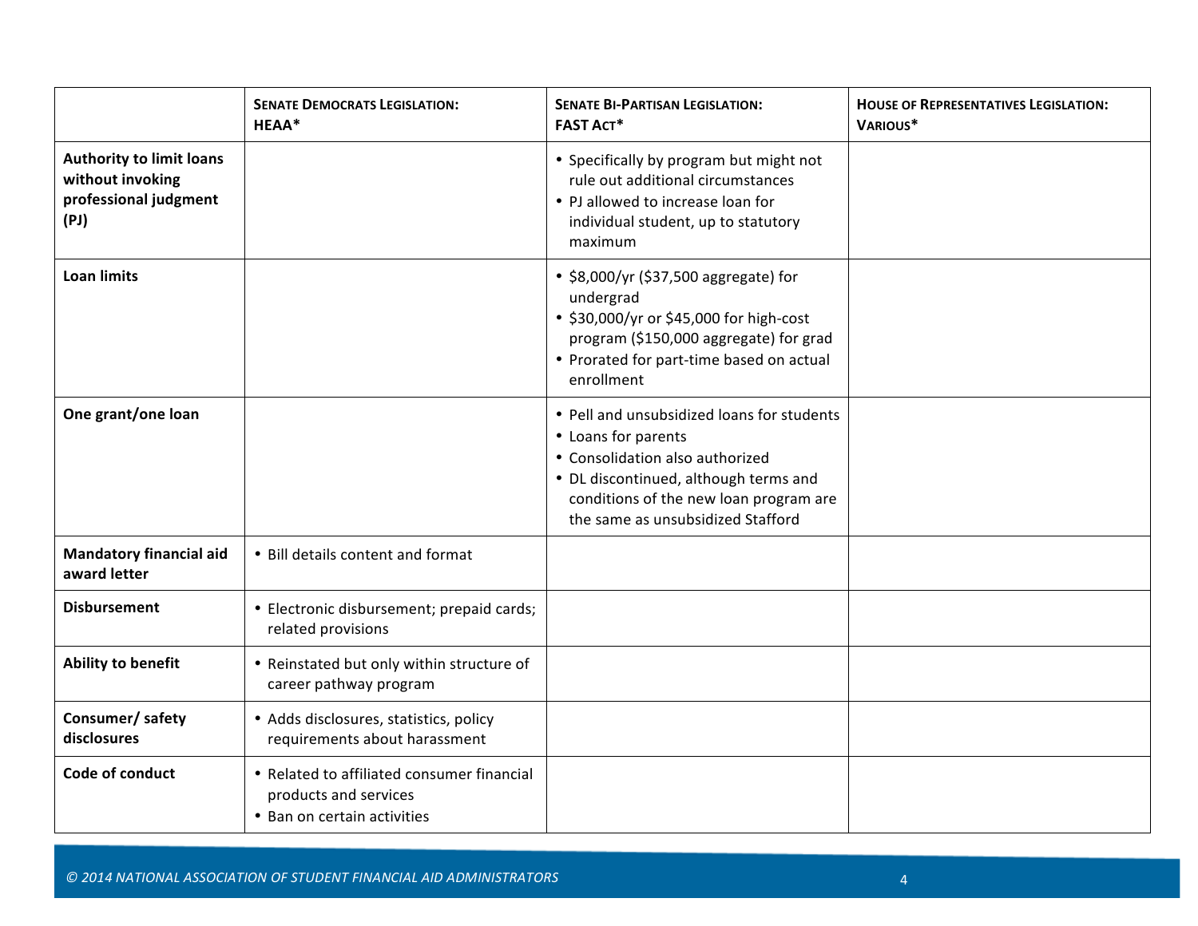| | **Senate Democrats Legislation: HEAA*** | **Senate Bi-Partisan Legislation: FAST Act*** | **House of Representatives Legislation: Various*** |
|---|---|---|---|
| **Authority to limit loans without invoking professional judgment (PJ)** | | • Specifically by program but might not rule out additional circumstances<br>• PJ allowed to increase loan for individual student, up to statutory maximum | |
| **Loan limits** | | • $8,000/yr ($37,500 aggregate) for undergrad<br>• $30,000/yr or $45,000 for high-cost program ($150,000 aggregate) for grad<br>• Prorated for part-time based on actual enrollment | |
| **One grant/one loan** | | • Pell and unsubsidized loans for students<br>• Loans for parents<br>• Consolidation also authorized<br>• DL discontinued, although terms and conditions of the new loan program are the same as unsubsidized Stafford | |
| **Mandatory financial aid award letter** | • Bill details content and format | | |
| **Disbursement** | • Electronic disbursement; prepaid cards; related provisions | | |
| **Ability to benefit** | • Reinstated but only within structure of career pathway program | | |
| **Consumer/ safety disclosures** | • Adds disclosures, statistics, policy requirements about harassment | | |
| **Code of conduct** | • Related to affiliated consumer financial products and services<br>• Ban on certain activities | | |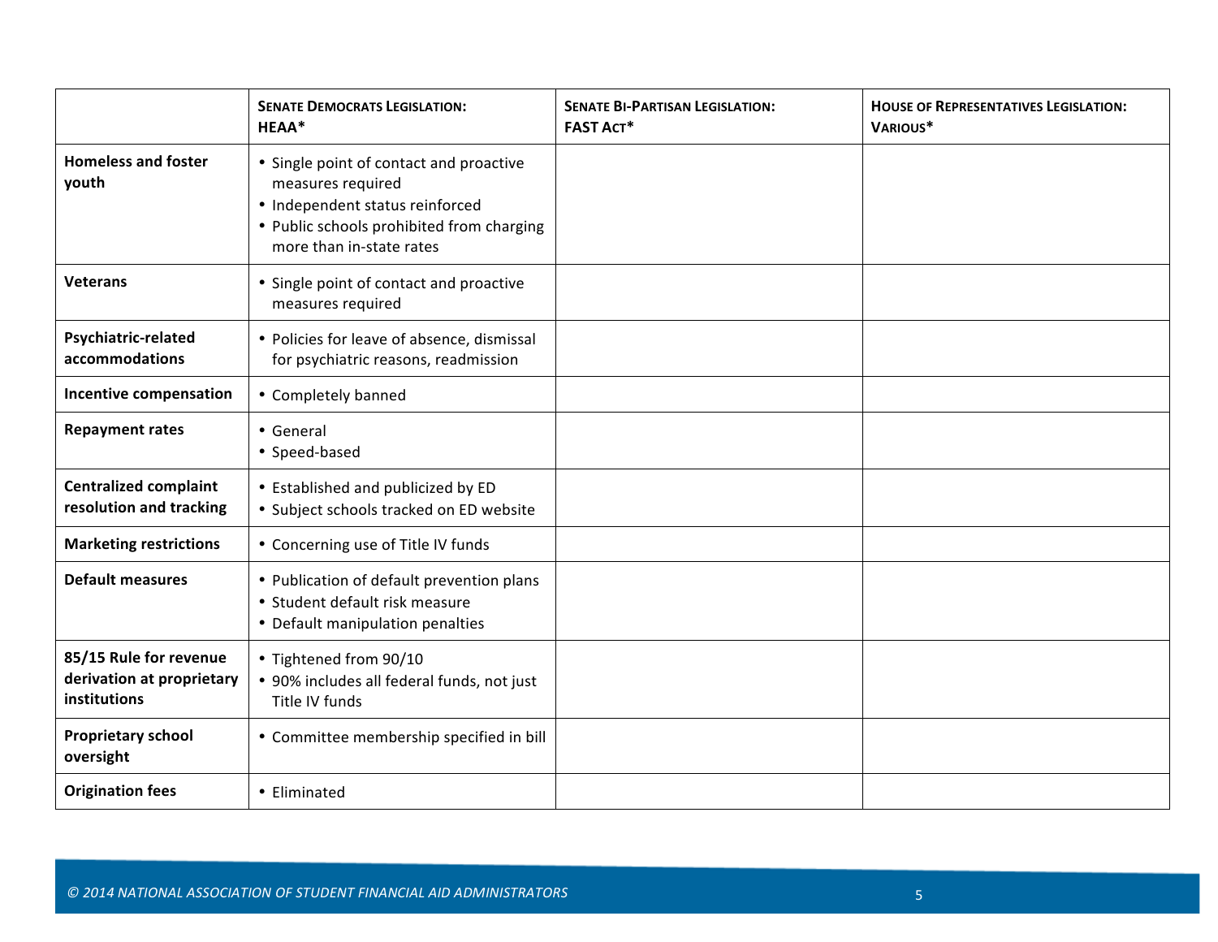| | **SENATE DEMOCRATS LEGISLATION: HEAA*** | **SENATE BI-PARTISAN LEGISLATION: FAST ACT*** | **HOUSE OF REPRESENTATIVES LEGISLATION: VARIOUS*** |
|---|---|---|---|
| **Homeless and foster youth** | • Single point of contact and proactive measures required<br>• Independent status reinforced<br>• Public schools prohibited from charging more than in-state rates | | |
| **Veterans** | • Single point of contact and proactive measures required | | |
| **Psychiatric-related accommodations** | • Policies for leave of absence, dismissal for psychiatric reasons, readmission | | |
| **Incentive compensation** | • Completely banned | | |
| **Repayment rates** | • General<br>• Speed-based | | |
| **Centralized complaint resolution and tracking** | • Established and publicized by ED<br>• Subject schools tracked on ED website | | |
| **Marketing restrictions** | • Concerning use of Title IV funds | | |
| **Default measures** | • Publication of default prevention plans<br>• Student default risk measure<br>• Default manipulation penalties | | |
| **85/15 Rule for revenue derivation at proprietary institutions** | • Tightened from 90/10<br>• 90% includes all federal funds, not just Title IV funds | | |
| **Proprietary school oversight** | • Committee membership specified in bill | | |
| **Origination fees** | • Eliminated | | |

*© 2014 NATIONAL ASSOCIATION OF STUDENT FINANCIAL AID ADMINISTRATORS*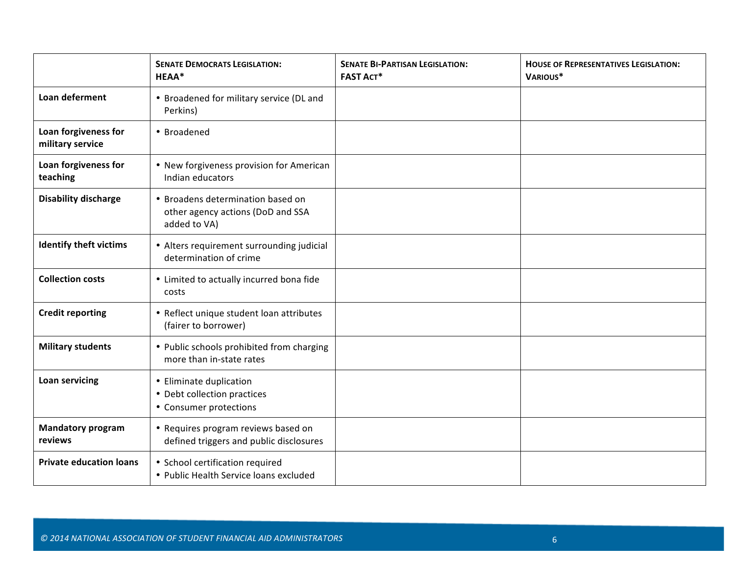| | **Senate Democrats Legislation: HEAA*** | **Senate Bi-Partisan Legislation: FAST Act*** | **House of Representatives Legislation: Various*** |
|---|---|---|---|
| **Loan deferment** | • Broadened for military service (DL and Perkins) | | |
| **Loan forgiveness for military service** | • Broadened | | |
| **Loan forgiveness for teaching** | • New forgiveness provision for American Indian educators | | |
| **Disability discharge** | • Broadens determination based on other agency actions (DoD and SSA added to VA) | | |
| **Identify theft victims** | • Alters requirement surrounding judicial determination of crime | | |
| **Collection costs** | • Limited to actually incurred bona fide costs | | |
| **Credit reporting** | • Reflect unique student loan attributes (fairer to borrower) | | |
| **Military students** | • Public schools prohibited from charging more than in-state rates | | |
| **Loan servicing** | • Eliminate duplication<br>• Debt collection practices<br>• Consumer protections | | |
| **Mandatory program reviews** | • Requires program reviews based on defined triggers and public disclosures | | |
| **Private education loans** | • School certification required<br>• Public Health Service loans excluded | | |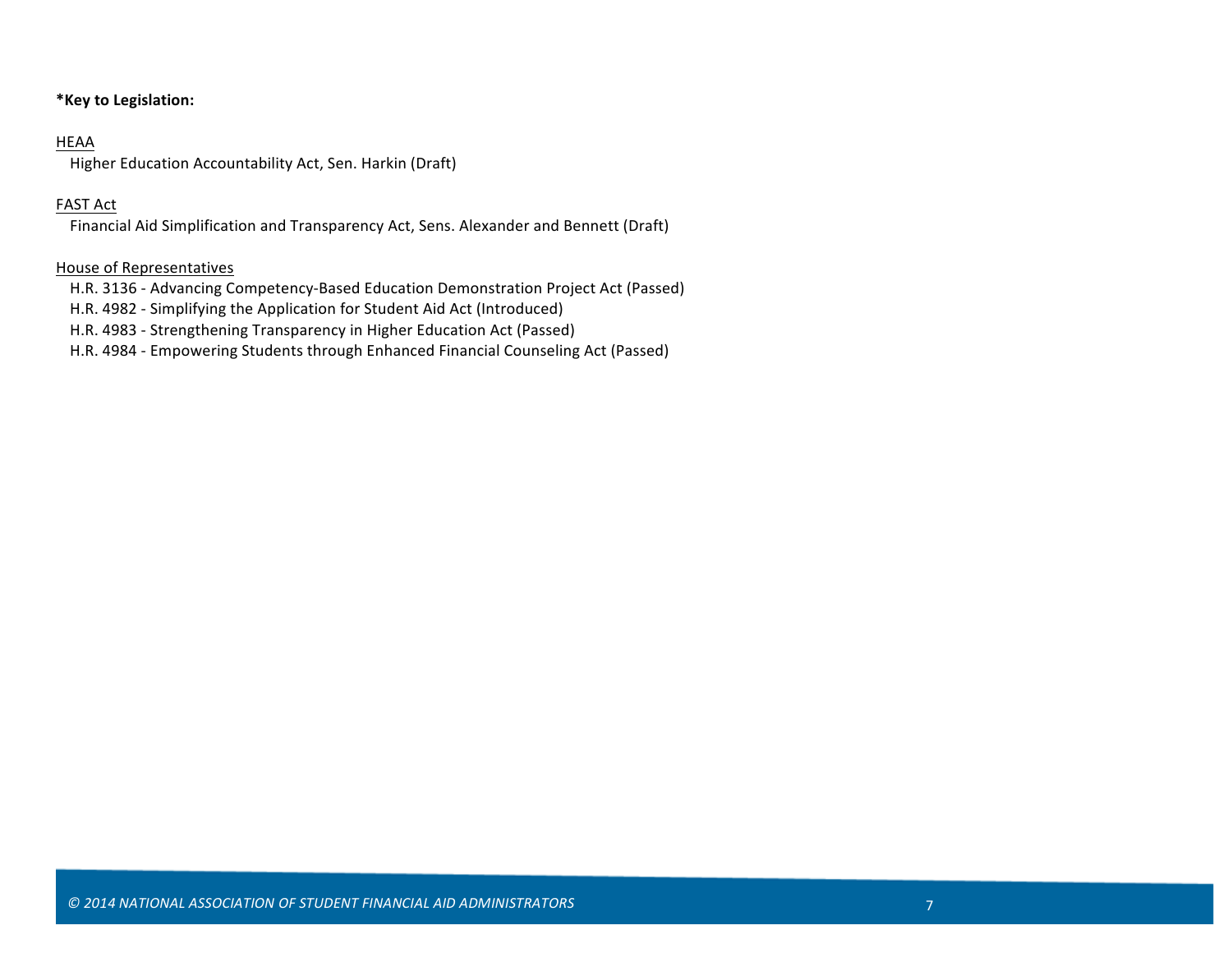**\*Key to Legislation:**

<u>HEAA</u>

Higher Education Accountability Act, Sen. Harkin (Draft)

<u>FAST Act</u>

Financial Aid Simplification and Transparency Act, Sens. Alexander and Bennett (Draft)

<u>House of Representatives</u>

H.R. 3136 - Advancing Competency-Based Education Demonstration Project Act (Passed)
H.R. 4982 - Simplifying the Application for Student Aid Act (Introduced)
H.R. 4983 - Strengthening Transparency in Higher Education Act (Passed)
H.R. 4984 - Empowering Students through Enhanced Financial Counseling Act (Passed)

*© 2014 NATIONAL ASSOCIATION OF STUDENT FINANCIAL AID ADMINISTRATORS*